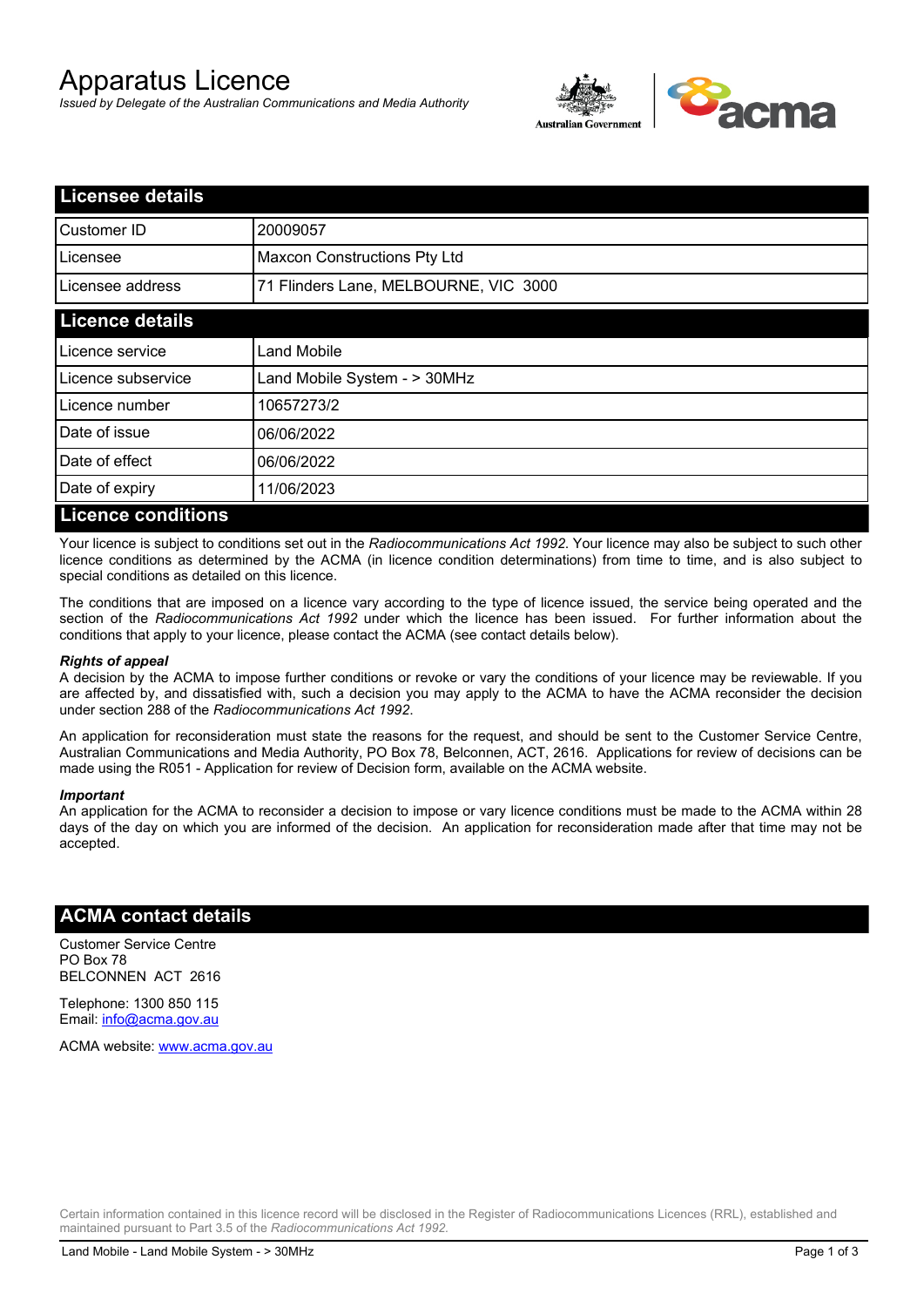# Apparatus Licence

*Issued by Delegate of the Australian Communications and Media Authority*

## Licensee details

| | |
|---|---|
| Customer ID | 20009057 |
| Licensee | Maxcon Constructions Pty Ltd |
| Licensee address | 71 Flinders Lane, MELBOURNE, VIC 3000 |

## Licence details

| | |
|---|---|
| Licence service | Land Mobile |
| Licence subservice | Land Mobile System - > 30MHz |
| Licence number | 10657273/2 |
| Date of issue | 06/06/2022 |
| Date of effect | 06/06/2022 |
| Date of expiry | 11/06/2023 |

## Licence conditions

Your licence is subject to conditions set out in the *Radiocommunications Act 1992*. Your licence may also be subject to such other licence conditions as determined by the ACMA (in licence condition determinations) from time to time, and is also subject to special conditions as detailed on this licence.

The conditions that are imposed on a licence vary according to the type of licence issued, the service being operated and the section of the *Radiocommunications Act 1992* under which the licence has been issued. For further information about the conditions that apply to your licence, please contact the ACMA (see contact details below).

### *Rights of appeal*

A decision by the ACMA to impose further conditions or revoke or vary the conditions of your licence may be reviewable. If you are affected by, and dissatisfied with, such a decision you may apply to the ACMA to have the ACMA reconsider the decision under section 288 of the *Radiocommunications Act 1992*.

An application for reconsideration must state the reasons for the request, and should be sent to the Customer Service Centre, Australian Communications and Media Authority, PO Box 78, Belconnen, ACT, 2616. Applications for review of decisions can be made using the R051 - Application for review of Decision form, available on the ACMA website.

### *Important*

An application for the ACMA to reconsider a decision to impose or vary licence conditions must be made to the ACMA within 28 days of the day on which you are informed of the decision. An application for reconsideration made after that time may not be accepted.

## ACMA contact details

Customer Service Centre
PO Box 78
BELCONNEN ACT 2616

Telephone: 1300 850 115
Email: info@acma.gov.au

ACMA website: www.acma.gov.au

Certain information contained in this licence record will be disclosed in the Register of Radiocommunications Licences (RRL), established and maintained pursuant to Part 3.5 of the *Radiocommunications Act 1992.*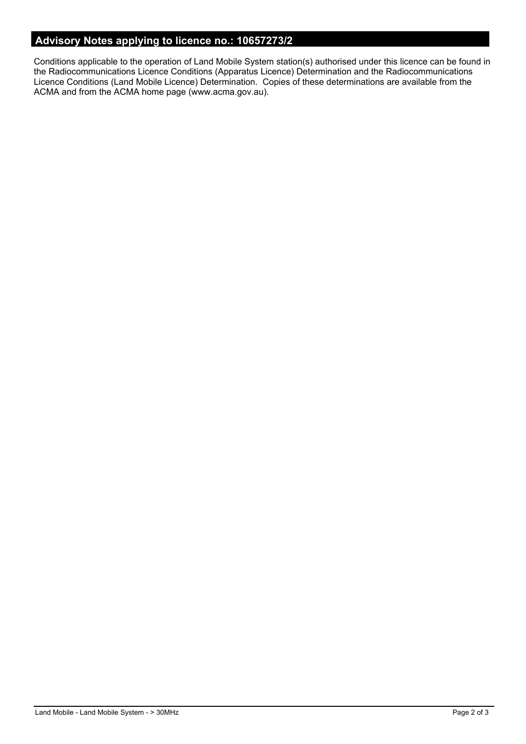## Advisory Notes applying to licence no.: 10657273/2

Conditions applicable to the operation of Land Mobile System station(s) authorised under this licence can be found in the Radiocommunications Licence Conditions (Apparatus Licence) Determination and the Radiocommunications Licence Conditions (Land Mobile Licence) Determination. Copies of these determinations are available from the ACMA and from the ACMA home page (www.acma.gov.au).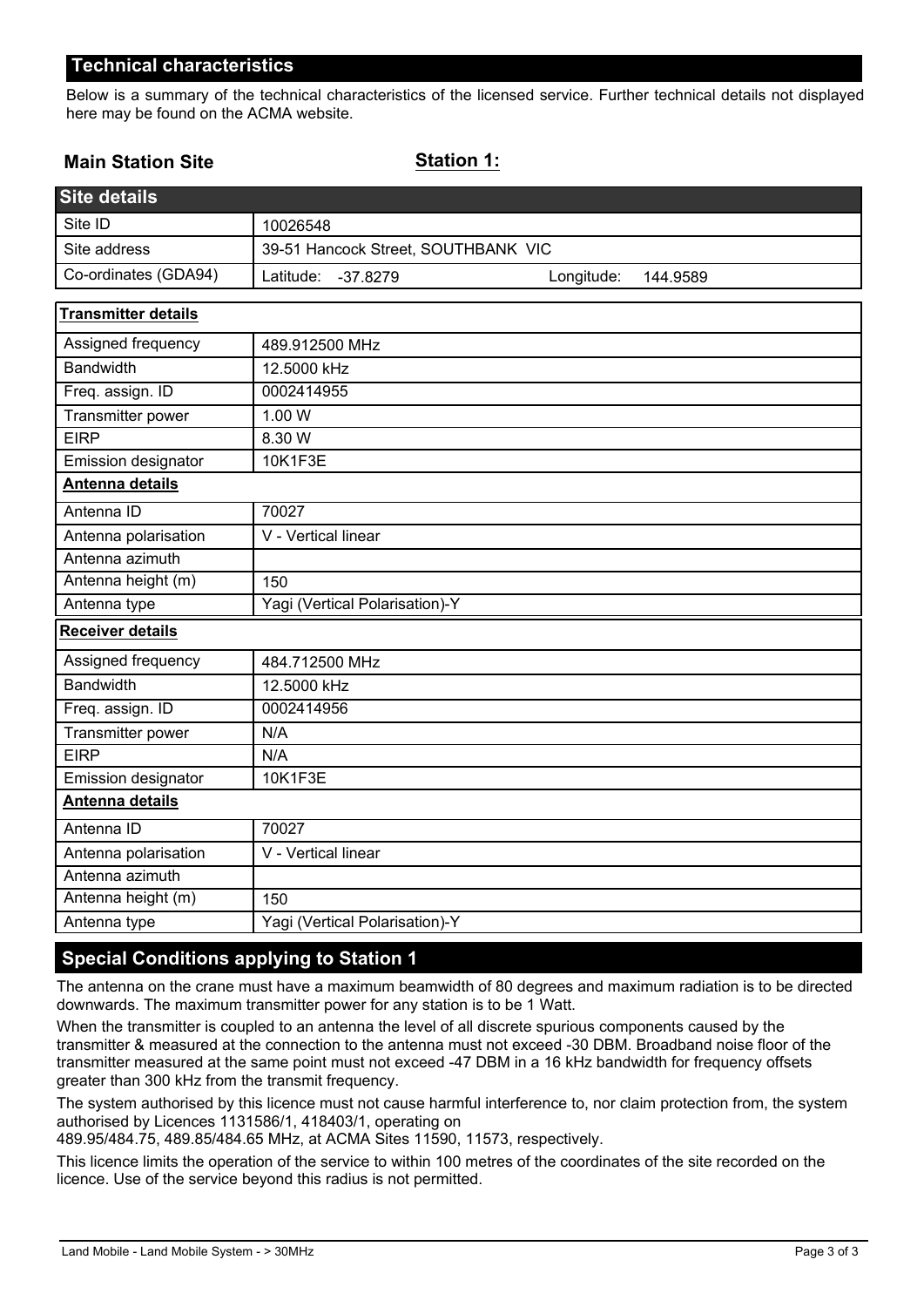## Technical characteristics

Below is a summary of the technical characteristics of the licensed service. Further technical details not displayed here may be found on the ACMA website.

**Main Station Site** **Station 1:**

| Site details | |
|---|---|
| Site ID | 10026548 |
| Site address | 39-51 Hancock Street, SOUTHBANK VIC |
| Co-ordinates (GDA94) | Latitude: -37.8279 Longitude: 144.9589 |

| **Transmitter details** | |
|---|---|
| Assigned frequency | 489.912500 MHz |
| Bandwidth | 12.5000 kHz |
| Freq. assign. ID | 0002414955 |
| Transmitter power | 1.00 W |
| EIRP | 8.30 W |
| Emission designator | 10K1F3E |
| **Antenna details** | |
| Antenna ID | 70027 |
| Antenna polarisation | V - Vertical linear |
| Antenna azimuth | |
| Antenna height (m) | 150 |
| Antenna type | Yagi (Vertical Polarisation)-Y |

| **Receiver details** | |
|---|---|
| Assigned frequency | 484.712500 MHz |
| Bandwidth | 12.5000 kHz |
| Freq. assign. ID | 0002414956 |
| Transmitter power | N/A |
| EIRP | N/A |
| Emission designator | 10K1F3E |
| **Antenna details** | |
| Antenna ID | 70027 |
| Antenna polarisation | V - Vertical linear |
| Antenna azimuth | |
| Antenna height (m) | 150 |
| Antenna type | Yagi (Vertical Polarisation)-Y |

## Special Conditions applying to Station 1

The antenna on the crane must have a maximum beamwidth of 80 degrees and maximum radiation is to be directed downwards. The maximum transmitter power for any station is to be 1 Watt.

When the transmitter is coupled to an antenna the level of all discrete spurious components caused by the transmitter & measured at the connection to the antenna must not exceed -30 DBM. Broadband noise floor of the transmitter measured at the same point must not exceed -47 DBM in a 16 kHz bandwidth for frequency offsets greater than 300 kHz from the transmit frequency.

The system authorised by this licence must not cause harmful interference to, nor claim protection from, the system authorised by Licences 1131586/1, 418403/1, operating on 489.95/484.75, 489.85/484.65 MHz, at ACMA Sites 11590, 11573, respectively.

This licence limits the operation of the service to within 100 metres of the coordinates of the site recorded on the licence. Use of the service beyond this radius is not permitted.